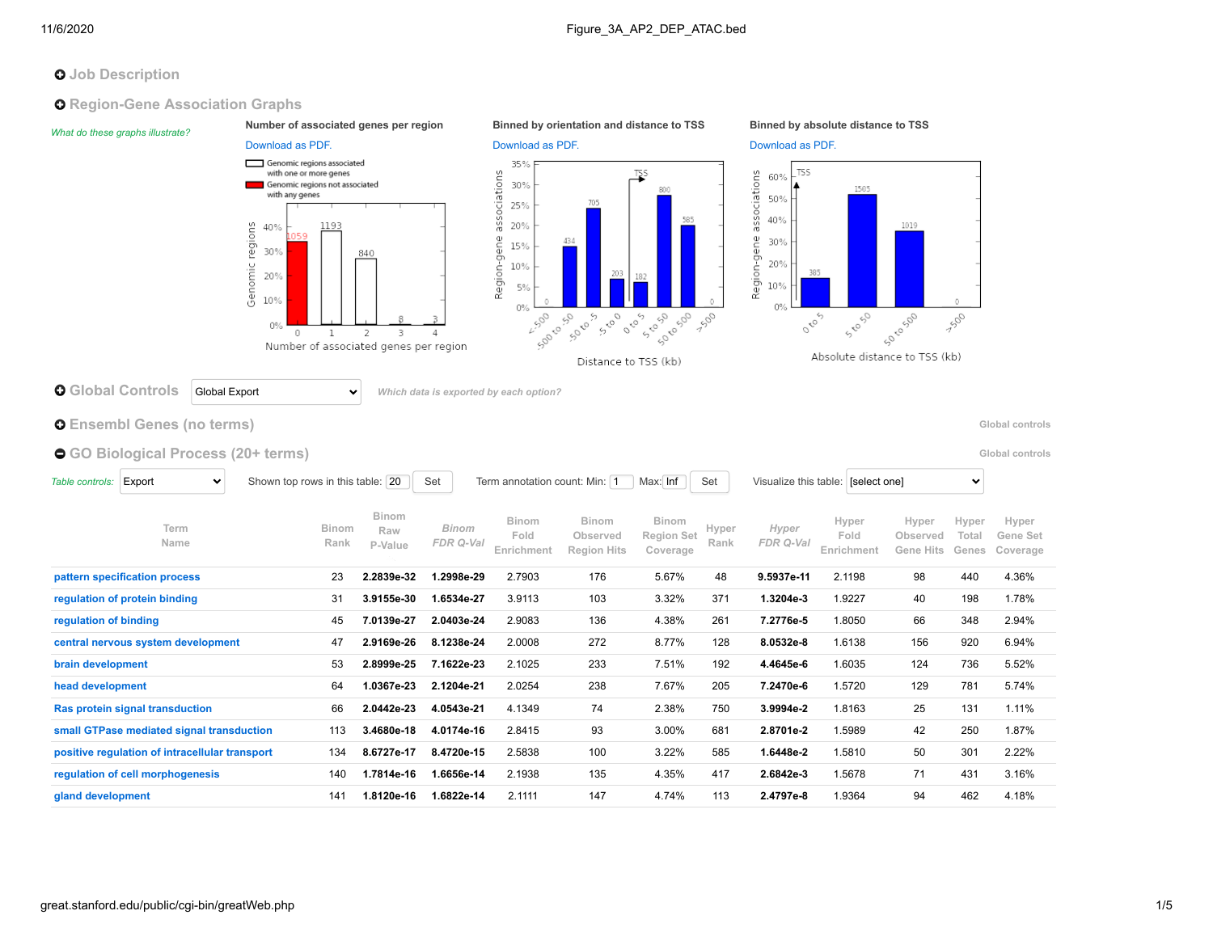# Figure_3A_AP2_DEP_ATAC.bed

## Job Description

## Region-Gene Association Graphs

*What do these graphs illustrate?*

**Number of associated genes per region**

Download as PDF.

**Binned by orientation and distance to TSS**

Download as PDF.

**Binned by absolute distance to TSS**

Download as PDF.

## Global Controls

Global Export

*Which data is exported by each option?*

## Ensembl Genes (no terms)

Global controls

## GO Biological Process (20+ terms)

Global controls

*Table controls:* Export | Shown top rows in this table: 20 Set | Term annotation count: Min: 1 Max: Inf Set | Visualize this table: [select one]

| Term Name | Binom Rank | Binom Raw P-Value | *Binom FDR Q-Val* | Binom Fold Enrichment | Binom Observed Region Hits | Binom Region Set Coverage | Hyper Rank | *Hyper FDR Q-Val* | Hyper Fold Enrichment | Hyper Observed Gene Hits | Hyper Total Genes | Hyper Gene Set Coverage |
|---|---|---|---|---|---|---|---|---|---|---|---|---|
| pattern specification process | 23 | **2.2839e-32** | **1.2998e-29** | 2.7903 | 176 | 5.67% | 48 | **9.5937e-11** | 2.1198 | 98 | 440 | 4.36% |
| regulation of protein binding | 31 | **3.9155e-30** | **1.6534e-27** | 3.9113 | 103 | 3.32% | 371 | **1.3204e-3** | 1.9227 | 40 | 198 | 1.78% |
| regulation of binding | 45 | **7.0139e-27** | **2.0403e-24** | 2.9083 | 136 | 4.38% | 261 | **7.2776e-5** | 1.8050 | 66 | 348 | 2.94% |
| central nervous system development | 47 | **2.9169e-26** | **8.1238e-24** | 2.0008 | 272 | 8.77% | 128 | **8.0532e-8** | 1.6138 | 156 | 920 | 6.94% |
| brain development | 53 | **2.8999e-25** | **7.1622e-23** | 2.1025 | 233 | 7.51% | 192 | **4.4645e-6** | 1.6035 | 124 | 736 | 5.52% |
| head development | 64 | **1.0367e-23** | **2.1204e-21** | 2.0254 | 238 | 7.67% | 205 | **7.2470e-6** | 1.5720 | 129 | 781 | 5.74% |
| Ras protein signal transduction | 66 | **2.0442e-23** | **4.0543e-21** | 4.1349 | 74 | 2.38% | 750 | **3.9994e-2** | 1.8163 | 25 | 131 | 1.11% |
| small GTPase mediated signal transduction | 113 | **3.4680e-18** | **4.0174e-16** | 2.8415 | 93 | 3.00% | 681 | **2.8701e-2** | 1.5989 | 42 | 250 | 1.87% |
| positive regulation of intracellular transport | 134 | **8.6727e-17** | **8.4720e-15** | 2.5838 | 100 | 3.22% | 585 | **1.6448e-2** | 1.5810 | 50 | 301 | 2.22% |
| regulation of cell morphogenesis | 140 | **1.7814e-16** | **1.6656e-14** | 2.1938 | 135 | 4.35% | 417 | **2.6842e-3** | 1.5678 | 71 | 431 | 3.16% |
| gland development | 141 | **1.8120e-16** | **1.6822e-14** | 2.1111 | 147 | 4.74% | 113 | **2.4797e-8** | 1.9364 | 94 | 462 | 4.18% |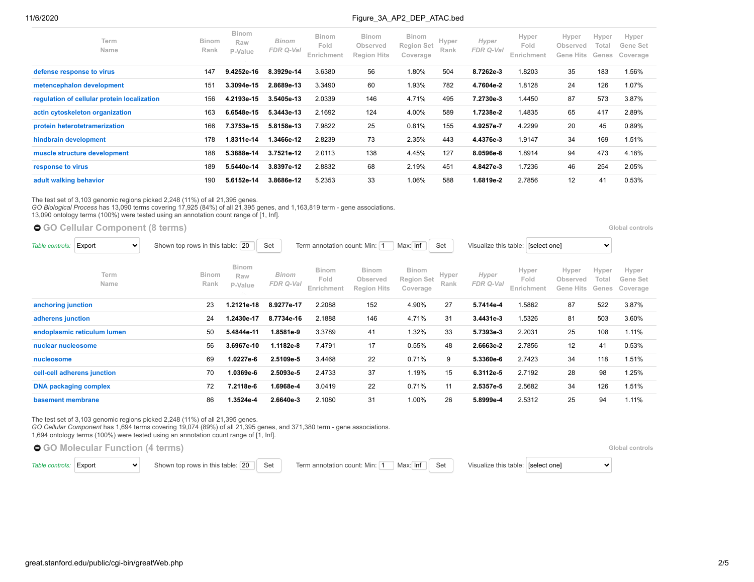| Term Name | Binom Rank | Binom Raw P-Value | *Binom FDR Q-Val* | Binom Fold Enrichment | Binom Observed Region Hits | Binom Region Set Coverage | Hyper Rank | *Hyper FDR Q-Val* | Hyper Fold Enrichment | Hyper Observed Gene Hits | Hyper Total Genes | Hyper Gene Set Coverage |
|---|---|---|---|---|---|---|---|---|---|---|---|---|
| defense response to virus | 147 | **9.4252e-16** | **8.3929e-14** | 3.6380 | 56 | 1.80% | 504 | **8.7262e-3** | 1.8203 | 35 | 183 | 1.56% |
| metencephalon development | 151 | **3.3094e-15** | **2.8689e-13** | 3.3490 | 60 | 1.93% | 782 | **4.7604e-2** | 1.8128 | 24 | 126 | 1.07% |
| regulation of cellular protein localization | 156 | **4.2193e-15** | **3.5405e-13** | 2.0339 | 146 | 4.71% | 495 | **7.2730e-3** | 1.4450 | 87 | 573 | 3.87% |
| actin cytoskeleton organization | 163 | **6.6548e-15** | **5.3443e-13** | 2.1692 | 124 | 4.00% | 589 | **1.7238e-2** | 1.4835 | 65 | 417 | 2.89% |
| protein heterotetramerization | 166 | **7.3753e-15** | **5.8158e-13** | 7.9822 | 25 | 0.81% | 155 | **4.9257e-7** | 4.2299 | 20 | 45 | 0.89% |
| hindbrain development | 178 | **1.8311e-14** | **1.3466e-12** | 2.8239 | 73 | 2.35% | 443 | **4.4376e-3** | 1.9147 | 34 | 169 | 1.51% |
| muscle structure development | 188 | **5.3888e-14** | **3.7521e-12** | 2.0113 | 138 | 4.45% | 127 | **8.0596e-8** | 1.8914 | 94 | 473 | 4.18% |
| response to virus | 189 | **5.5440e-14** | **3.8397e-12** | 2.8832 | 68 | 2.19% | 451 | **4.8427e-3** | 1.7236 | 46 | 254 | 2.05% |
| adult walking behavior | 190 | **5.6152e-14** | **3.8686e-12** | 5.2353 | 33 | 1.06% | 588 | **1.6819e-2** | 2.7856 | 12 | 41 | 0.53% |

The test set of 3,103 genomic regions picked 2,248 (11%) of all 21,395 genes.
*GO Biological Process* has 13,090 terms covering 17,925 (84%) of all 21,395 genes, and 1,163,819 term - gene associations.
13,090 ontology terms (100%) were tested using an annotation count range of [1, Inf].

## GO Cellular Component (8 terms)

Global controls

*Table controls:* Export | Shown top rows in this table: 20 Set | Term annotation count: Min: 1 Max: Inf Set | Visualize this table: [select one]

| Term Name | Binom Rank | Binom Raw P-Value | *Binom FDR Q-Val* | Binom Fold Enrichment | Binom Observed Region Hits | Binom Region Set Coverage | Hyper Rank | *Hyper FDR Q-Val* | Hyper Fold Enrichment | Hyper Observed Gene Hits | Hyper Total Genes | Hyper Gene Set Coverage |
|---|---|---|---|---|---|---|---|---|---|---|---|---|
| anchoring junction | 23 | **1.2121e-18** | **8.9277e-17** | 2.2088 | 152 | 4.90% | 27 | **5.7414e-4** | 1.5862 | 87 | 522 | 3.87% |
| adherens junction | 24 | **1.2430e-17** | **8.7734e-16** | 2.1888 | 146 | 4.71% | 31 | **3.4431e-3** | 1.5326 | 81 | 503 | 3.60% |
| endoplasmic reticulum lumen | 50 | **5.4844e-11** | **1.8581e-9** | 3.3789 | 41 | 1.32% | 33 | **5.7393e-3** | 2.2031 | 25 | 108 | 1.11% |
| nuclear nucleosome | 56 | **3.6967e-10** | **1.1182e-8** | 7.4791 | 17 | 0.55% | 48 | **2.6663e-2** | 2.7856 | 12 | 41 | 0.53% |
| nucleosome | 69 | **1.0227e-6** | **2.5109e-5** | 3.4468 | 22 | 0.71% | 9 | **5.3360e-6** | 2.7423 | 34 | 118 | 1.51% |
| cell-cell adherens junction | 70 | **1.0369e-6** | **2.5093e-5** | 2.4733 | 37 | 1.19% | 15 | **6.3112e-5** | 2.7192 | 28 | 98 | 1.25% |
| DNA packaging complex | 72 | **7.2118e-6** | **1.6968e-4** | 3.0419 | 22 | 0.71% | 11 | **2.5357e-5** | 2.5682 | 34 | 126 | 1.51% |
| basement membrane | 86 | **1.3524e-4** | **2.6640e-3** | 2.1080 | 31 | 1.00% | 26 | **5.8999e-4** | 2.5312 | 25 | 94 | 1.11% |

The test set of 3,103 genomic regions picked 2,248 (11%) of all 21,395 genes.
*GO Cellular Component* has 1,694 terms covering 19,074 (89%) of all 21,395 genes, and 371,380 term - gene associations.
1,694 ontology terms (100%) were tested using an annotation count range of [1, Inf].

## GO Molecular Function (4 terms)

Global controls

*Table controls:* Export | Shown top rows in this table: 20 Set | Term annotation count: Min: 1 Max: Inf Set | Visualize this table: [select one]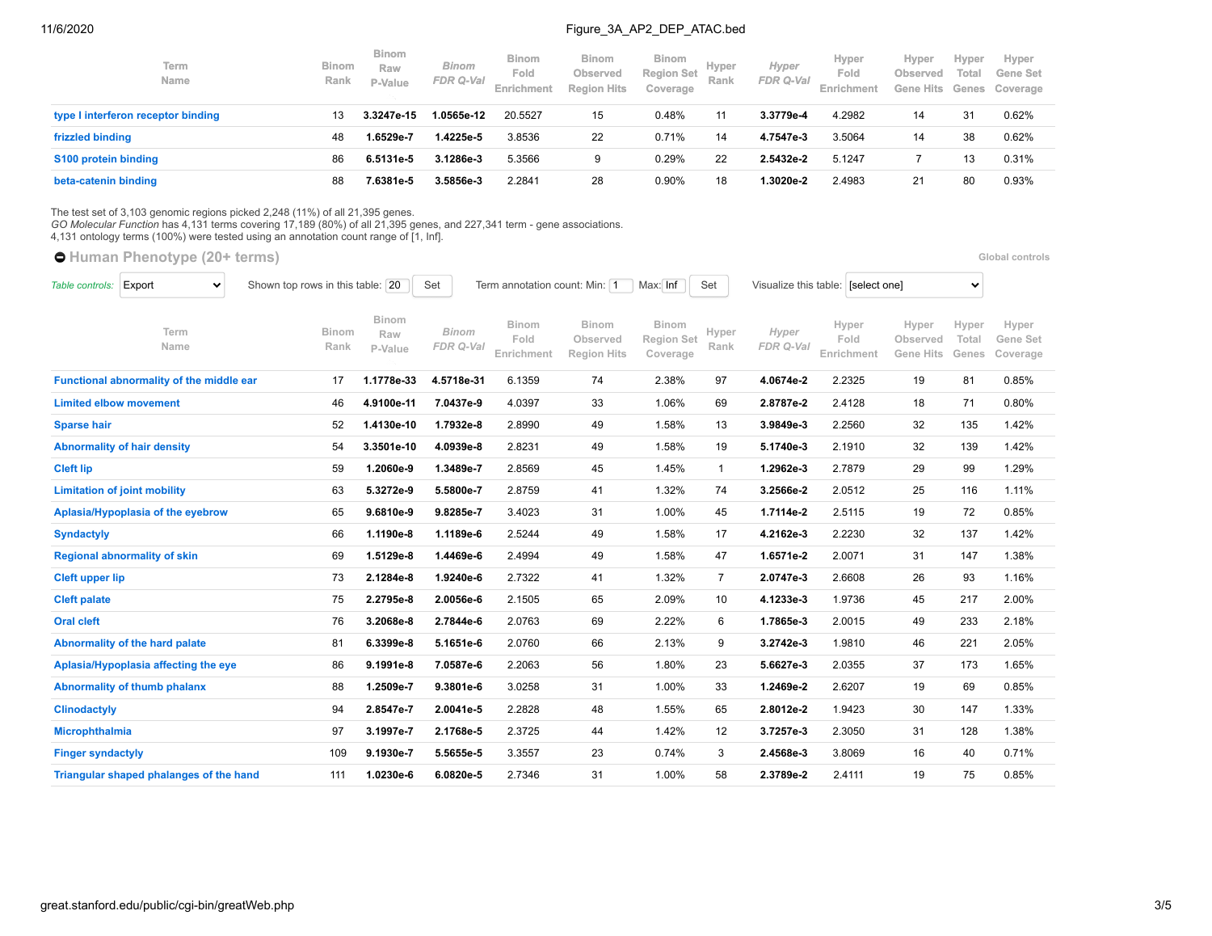| Term Name | Binom Rank | Binom Raw P-Value | Binom FDR Q-Val | Binom Fold Enrichment | Binom Observed Region Hits | Binom Region Set Coverage | Hyper Rank | Hyper FDR Q-Val | Hyper Fold Enrichment | Hyper Observed Gene Hits | Hyper Total Genes | Hyper Gene Set Coverage |
|---|---|---|---|---|---|---|---|---|---|---|---|---|
| type I interferon receptor binding | 13 | **3.3247e-15** | **1.0565e-12** | 20.5527 | 15 | 0.48% | 11 | **3.3779e-4** | 4.2982 | 14 | 31 | 0.62% |
| frizzled binding | 48 | **1.6529e-7** | **1.4225e-5** | 3.8536 | 22 | 0.71% | 14 | **4.7547e-3** | 3.5064 | 14 | 38 | 0.62% |
| S100 protein binding | 86 | **6.5131e-5** | **3.1286e-3** | 5.3566 | 9 | 0.29% | 22 | **2.5432e-2** | 5.1247 | 7 | 13 | 0.31% |
| beta-catenin binding | 88 | **7.6381e-5** | **3.5856e-3** | 2.2841 | 28 | 0.90% | 18 | **1.3020e-2** | 2.4983 | 21 | 80 | 0.93% |

The test set of 3,103 genomic regions picked 2,248 (11%) of all 21,395 genes.
*GO Molecular Function* has 4,131 terms covering 17,189 (80%) of all 21,395 genes, and 227,341 term - gene associations.
4,131 ontology terms (100%) were tested using an annotation count range of [1, Inf].

## Human Phenotype (20+ terms)

Global controls

*Table controls:* Export | Shown top rows in this table: 20 Set | Term annotation count: Min: 1 Max: Inf Set | Visualize this table: [select one]

| Term Name | Binom Rank | Binom Raw P-Value | Binom FDR Q-Val | Binom Fold Enrichment | Binom Observed Region Hits | Binom Region Set Coverage | Hyper Rank | Hyper FDR Q-Val | Hyper Fold Enrichment | Hyper Observed Gene Hits | Hyper Total Genes | Hyper Gene Set Coverage |
|---|---|---|---|---|---|---|---|---|---|---|---|---|
| Functional abnormality of the middle ear | 17 | **1.1778e-33** | **4.5718e-31** | 6.1359 | 74 | 2.38% | 97 | **4.0674e-2** | 2.2325 | 19 | 81 | 0.85% |
| Limited elbow movement | 46 | **4.9100e-11** | **7.0437e-9** | 4.0397 | 33 | 1.06% | 69 | **2.8787e-2** | 2.4128 | 18 | 71 | 0.80% |
| Sparse hair | 52 | **1.4130e-10** | **1.7932e-8** | 2.8990 | 49 | 1.58% | 13 | **3.9849e-3** | 2.2560 | 32 | 135 | 1.42% |
| Abnormality of hair density | 54 | **3.3501e-10** | **4.0939e-8** | 2.8231 | 49 | 1.58% | 19 | **5.1740e-3** | 2.1910 | 32 | 139 | 1.42% |
| Cleft lip | 59 | **1.2060e-9** | **1.3489e-7** | 2.8569 | 45 | 1.45% | 1 | **1.2962e-3** | 2.7879 | 29 | 99 | 1.29% |
| Limitation of joint mobility | 63 | **5.3272e-9** | **5.5800e-7** | 2.8759 | 41 | 1.32% | 74 | **3.2566e-2** | 2.0512 | 25 | 116 | 1.11% |
| Aplasia/Hypoplasia of the eyebrow | 65 | **9.6810e-9** | **9.8285e-7** | 3.4023 | 31 | 1.00% | 45 | **1.7114e-2** | 2.5115 | 19 | 72 | 0.85% |
| Syndactyly | 66 | **1.1190e-8** | **1.1189e-6** | 2.5244 | 49 | 1.58% | 17 | **4.2162e-3** | 2.2230 | 32 | 137 | 1.42% |
| Regional abnormality of skin | 69 | **1.5129e-8** | **1.4469e-6** | 2.4994 | 49 | 1.58% | 47 | **1.6571e-2** | 2.0071 | 31 | 147 | 1.38% |
| Cleft upper lip | 73 | **2.1284e-8** | **1.9240e-6** | 2.7322 | 41 | 1.32% | 7 | **2.0747e-3** | 2.6608 | 26 | 93 | 1.16% |
| Cleft palate | 75 | **2.2795e-8** | **2.0056e-6** | 2.1505 | 65 | 2.09% | 10 | **4.1233e-3** | 1.9736 | 45 | 217 | 2.00% |
| Oral cleft | 76 | **3.2068e-8** | **2.7844e-6** | 2.0763 | 69 | 2.22% | 6 | **1.7865e-3** | 2.0015 | 49 | 233 | 2.18% |
| Abnormality of the hard palate | 81 | **6.3399e-8** | **5.1651e-6** | 2.0760 | 66 | 2.13% | 9 | **3.2742e-3** | 1.9810 | 46 | 221 | 2.05% |
| Aplasia/Hypoplasia affecting the eye | 86 | **9.1991e-8** | **7.0587e-6** | 2.2063 | 56 | 1.80% | 23 | **5.6627e-3** | 2.0355 | 37 | 173 | 1.65% |
| Abnormality of thumb phalanx | 88 | **1.2509e-7** | **9.3801e-6** | 3.0258 | 31 | 1.00% | 33 | **1.2469e-2** | 2.6207 | 19 | 69 | 0.85% |
| Clinodactyly | 94 | **2.8547e-7** | **2.0041e-5** | 2.2828 | 48 | 1.55% | 65 | **2.8012e-2** | 1.9423 | 30 | 147 | 1.33% |
| Microphthalmia | 97 | **3.1997e-7** | **2.1768e-5** | 2.3725 | 44 | 1.42% | 12 | **3.7257e-3** | 2.3050 | 31 | 128 | 1.38% |
| Finger syndactyly | 109 | **9.1930e-7** | **5.5655e-5** | 3.3557 | 23 | 0.74% | 3 | **2.4568e-3** | 3.8069 | 16 | 40 | 0.71% |
| Triangular shaped phalanges of the hand | 111 | **1.0230e-6** | **6.0820e-5** | 2.7346 | 31 | 1.00% | 58 | **2.3789e-2** | 2.4111 | 19 | 75 | 0.85% |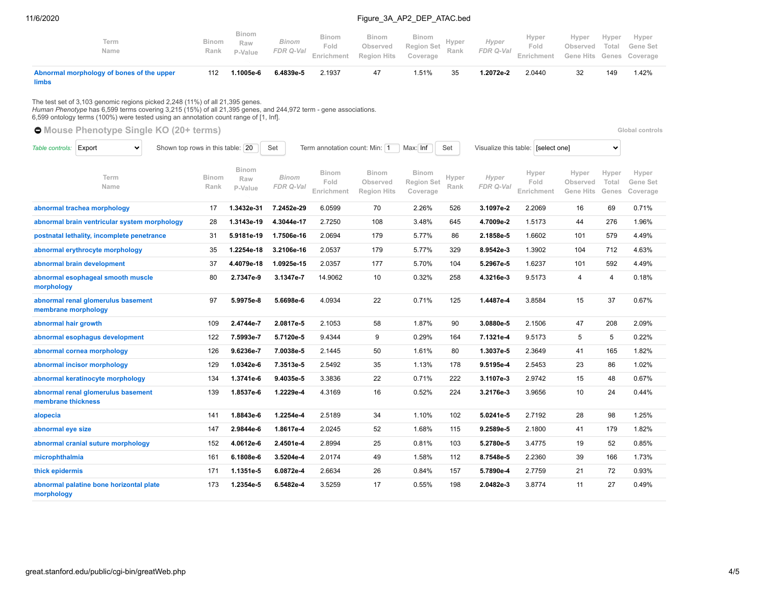| Term Name | Binom Rank | Binom Raw P-Value | Binom FDR Q-Val | Binom Fold Enrichment | Binom Observed Region Hits | Binom Region Set Coverage | Hyper Rank | Hyper FDR Q-Val | Hyper Fold Enrichment | Hyper Observed Gene Hits | Hyper Total Genes | Hyper Gene Set Coverage |
|---|---|---|---|---|---|---|---|---|---|---|---|---|
| Abnormal morphology of bones of the upper limbs | 112 | **1.1005e-6** | **6.4839e-5** | 2.1937 | 47 | 1.51% | 35 | **1.2072e-2** | 2.0440 | 32 | 149 | 1.42% |

The test set of 3,103 genomic regions picked 2,248 (11%) of all 21,395 genes.
*Human Phenotype* has 6,599 terms covering 3,215 (15%) of all 21,395 genes, and 244,972 term - gene associations.
6,599 ontology terms (100%) were tested using an annotation count range of [1, Inf].

## Mouse Phenotype Single KO (20+ terms)

Global controls

*Table controls:* Export | Shown top rows in this table: 20 Set | Term annotation count: Min: 1 Max: Inf Set | Visualize this table: [select one]

| Term Name | Binom Rank | Binom Raw P-Value | Binom FDR Q-Val | Binom Fold Enrichment | Binom Observed Region Hits | Binom Region Set Coverage | Hyper Rank | Hyper FDR Q-Val | Hyper Fold Enrichment | Hyper Observed Gene Hits | Hyper Total Genes | Hyper Gene Set Coverage |
|---|---|---|---|---|---|---|---|---|---|---|---|---|
| abnormal trachea morphology | 17 | **1.3432e-31** | **7.2452e-29** | 6.0599 | 70 | 2.26% | 526 | **3.1097e-2** | 2.2069 | 16 | 69 | 0.71% |
| abnormal brain ventricular system morphology | 28 | **1.3143e-19** | **4.3044e-17** | 2.7250 | 108 | 3.48% | 645 | **4.7009e-2** | 1.5173 | 44 | 276 | 1.96% |
| postnatal lethality, incomplete penetrance | 31 | **5.9181e-19** | **1.7506e-16** | 2.0694 | 179 | 5.77% | 86 | **2.1858e-5** | 1.6602 | 101 | 579 | 4.49% |
| abnormal erythrocyte morphology | 35 | **1.2254e-18** | **3.2106e-16** | 2.0537 | 179 | 5.77% | 329 | **8.9542e-3** | 1.3902 | 104 | 712 | 4.63% |
| abnormal brain development | 37 | **4.4079e-18** | **1.0925e-15** | 2.0357 | 177 | 5.70% | 104 | **5.2967e-5** | 1.6237 | 101 | 592 | 4.49% |
| abnormal esophageal smooth muscle morphology | 80 | **2.7347e-9** | **3.1347e-7** | 14.9062 | 10 | 0.32% | 258 | **4.3216e-3** | 9.5173 | 4 | 4 | 0.18% |
| abnormal renal glomerulus basement membrane morphology | 97 | **5.9975e-8** | **5.6698e-6** | 4.0934 | 22 | 0.71% | 125 | **1.4487e-4** | 3.8584 | 15 | 37 | 0.67% |
| abnormal hair growth | 109 | **2.4744e-7** | **2.0817e-5** | 2.1053 | 58 | 1.87% | 90 | **3.0880e-5** | 2.1506 | 47 | 208 | 2.09% |
| abnormal esophagus development | 122 | **7.5993e-7** | **5.7120e-5** | 9.4344 | 9 | 0.29% | 164 | **7.1321e-4** | 9.5173 | 5 | 5 | 0.22% |
| abnormal cornea morphology | 126 | **9.6236e-7** | **7.0038e-5** | 2.1445 | 50 | 1.61% | 80 | **1.3037e-5** | 2.3649 | 41 | 165 | 1.82% |
| abnormal incisor morphology | 129 | **1.0342e-6** | **7.3513e-5** | 2.5492 | 35 | 1.13% | 178 | **9.5195e-4** | 2.5453 | 23 | 86 | 1.02% |
| abnormal keratinocyte morphology | 134 | **1.3741e-6** | **9.4035e-5** | 3.3836 | 22 | 0.71% | 222 | **3.1107e-3** | 2.9742 | 15 | 48 | 0.67% |
| abnormal renal glomerulus basement membrane thickness | 139 | **1.8537e-6** | **1.2229e-4** | 4.3169 | 16 | 0.52% | 224 | **3.2176e-3** | 3.9656 | 10 | 24 | 0.44% |
| alopecia | 141 | **1.8843e-6** | **1.2254e-4** | 2.5189 | 34 | 1.10% | 102 | **5.0241e-5** | 2.7192 | 28 | 98 | 1.25% |
| abnormal eye size | 147 | **2.9844e-6** | **1.8617e-4** | 2.0245 | 52 | 1.68% | 115 | **9.2589e-5** | 2.1800 | 41 | 179 | 1.82% |
| abnormal cranial suture morphology | 152 | **4.0612e-6** | **2.4501e-4** | 2.8994 | 25 | 0.81% | 103 | **5.2780e-5** | 3.4775 | 19 | 52 | 0.85% |
| microphthalmia | 161 | **6.1808e-6** | **3.5204e-4** | 2.0174 | 49 | 1.58% | 112 | **8.7548e-5** | 2.2360 | 39 | 166 | 1.73% |
| thick epidermis | 171 | **1.1351e-5** | **6.0872e-4** | 2.6634 | 26 | 0.84% | 157 | **5.7890e-4** | 2.7759 | 21 | 72 | 0.93% |
| abnormal palatine bone horizontal plate morphology | 173 | **1.2354e-5** | **6.5482e-4** | 3.5259 | 17 | 0.55% | 198 | **2.0482e-3** | 3.8774 | 11 | 27 | 0.49% |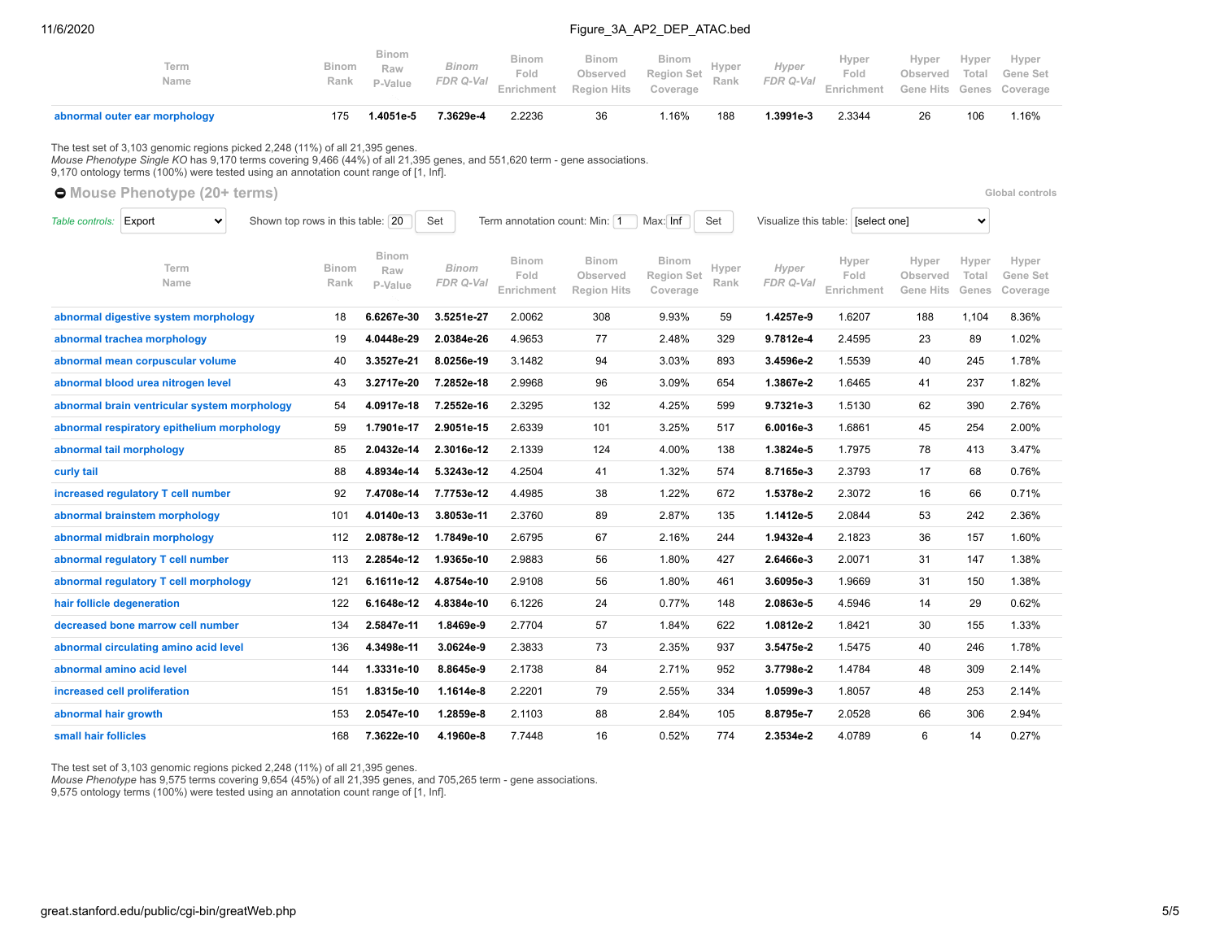| Term Name | Binom Rank | Binom Raw P-Value | Binom FDR Q-Val | Binom Fold Enrichment | Binom Observed Region Hits | Binom Region Set Coverage | Hyper Rank | Hyper FDR Q-Val | Hyper Fold Enrichment | Hyper Observed Gene Hits | Hyper Total Genes | Hyper Gene Set Coverage |
|---|---|---|---|---|---|---|---|---|---|---|---|---|
| abnormal outer ear morphology | 175 | **1.4051e-5** | **7.3629e-4** | 2.2236 | 36 | 1.16% | 188 | **1.3991e-3** | 2.3344 | 26 | 106 | 1.16% |

The test set of 3,103 genomic regions picked 2,248 (11%) of all 21,395 genes.
*Mouse Phenotype Single KO* has 9,170 terms covering 9,466 (44%) of all 21,395 genes, and 551,620 term - gene associations.
9,170 ontology terms (100%) were tested using an annotation count range of [1, Inf].

## Mouse Phenotype (20+ terms)

Global controls

Table controls: Export | Shown top rows in this table: 20 Set | Term annotation count: Min: 1 Max: Inf Set | Visualize this table: [select one]

| Term Name | Binom Rank | Binom Raw P-Value | Binom FDR Q-Val | Binom Fold Enrichment | Binom Observed Region Hits | Binom Region Set Coverage | Hyper Rank | Hyper FDR Q-Val | Hyper Fold Enrichment | Hyper Observed Gene Hits | Hyper Total Genes | Hyper Gene Set Coverage |
|---|---|---|---|---|---|---|---|---|---|---|---|---|
| abnormal digestive system morphology | 18 | **6.6267e-30** | **3.5251e-27** | 2.0062 | 308 | 9.93% | 59 | **1.4257e-9** | 1.6207 | 188 | 1,104 | 8.36% |
| abnormal trachea morphology | 19 | **4.0448e-29** | **2.0384e-26** | 4.9653 | 77 | 2.48% | 329 | **9.7812e-4** | 2.4595 | 23 | 89 | 1.02% |
| abnormal mean corpuscular volume | 40 | **3.3527e-21** | **8.0256e-19** | 3.1482 | 94 | 3.03% | 893 | **3.4596e-2** | 1.5539 | 40 | 245 | 1.78% |
| abnormal blood urea nitrogen level | 43 | **3.2717e-20** | **7.2852e-18** | 2.9968 | 96 | 3.09% | 654 | **1.3867e-2** | 1.6465 | 41 | 237 | 1.82% |
| abnormal brain ventricular system morphology | 54 | **4.0917e-18** | **7.2552e-16** | 2.3295 | 132 | 4.25% | 599 | **9.7321e-3** | 1.5130 | 62 | 390 | 2.76% |
| abnormal respiratory epithelium morphology | 59 | **1.7901e-17** | **2.9051e-15** | 2.6339 | 101 | 3.25% | 517 | **6.0016e-3** | 1.6861 | 45 | 254 | 2.00% |
| abnormal tail morphology | 85 | **2.0432e-14** | **2.3016e-12** | 2.1339 | 124 | 4.00% | 138 | **1.3824e-5** | 1.7975 | 78 | 413 | 3.47% |
| curly tail | 88 | **4.8934e-14** | **5.3243e-12** | 4.2504 | 41 | 1.32% | 574 | **8.7165e-3** | 2.3793 | 17 | 68 | 0.76% |
| increased regulatory T cell number | 92 | **7.4708e-14** | **7.7753e-12** | 4.4985 | 38 | 1.22% | 672 | **1.5378e-2** | 2.3072 | 16 | 66 | 0.71% |
| abnormal brainstem morphology | 101 | **4.0140e-13** | **3.8053e-11** | 2.3760 | 89 | 2.87% | 135 | **1.1412e-5** | 2.0844 | 53 | 242 | 2.36% |
| abnormal midbrain morphology | 112 | **2.0878e-12** | **1.7849e-10** | 2.6795 | 67 | 2.16% | 244 | **1.9432e-4** | 2.1823 | 36 | 157 | 1.60% |
| abnormal regulatory T cell number | 113 | **2.2854e-12** | **1.9365e-10** | 2.9883 | 56 | 1.80% | 427 | **2.6466e-3** | 2.0071 | 31 | 147 | 1.38% |
| abnormal regulatory T cell morphology | 121 | **6.1611e-12** | **4.8754e-10** | 2.9108 | 56 | 1.80% | 461 | **3.6095e-3** | 1.9669 | 31 | 150 | 1.38% |
| hair follicle degeneration | 122 | **6.1648e-12** | **4.8384e-10** | 6.1226 | 24 | 0.77% | 148 | **2.0863e-5** | 4.5946 | 14 | 29 | 0.62% |
| decreased bone marrow cell number | 134 | **2.5847e-11** | **1.8469e-9** | 2.7704 | 57 | 1.84% | 622 | **1.0812e-2** | 1.8421 | 30 | 155 | 1.33% |
| abnormal circulating amino acid level | 136 | **4.3498e-11** | **3.0624e-9** | 2.3833 | 73 | 2.35% | 937 | **3.5475e-2** | 1.5475 | 40 | 246 | 1.78% |
| abnormal amino acid level | 144 | **1.3331e-10** | **8.8645e-9** | 2.1738 | 84 | 2.71% | 952 | **3.7798e-2** | 1.4784 | 48 | 309 | 2.14% |
| increased cell proliferation | 151 | **1.8315e-10** | **1.1614e-8** | 2.2201 | 79 | 2.55% | 334 | **1.0599e-3** | 1.8057 | 48 | 253 | 2.14% |
| abnormal hair growth | 153 | **2.0547e-10** | **1.2859e-8** | 2.1103 | 88 | 2.84% | 105 | **8.8795e-7** | 2.0528 | 66 | 306 | 2.94% |
| small hair follicles | 168 | **7.3622e-10** | **4.1960e-8** | 7.7448 | 16 | 0.52% | 774 | **2.3534e-2** | 4.0789 | 6 | 14 | 0.27% |

The test set of 3,103 genomic regions picked 2,248 (11%) of all 21,395 genes.
*Mouse Phenotype* has 9,575 terms covering 9,654 (45%) of all 21,395 genes, and 705,265 term - gene associations.
9,575 ontology terms (100%) were tested using an annotation count range of [1, Inf].